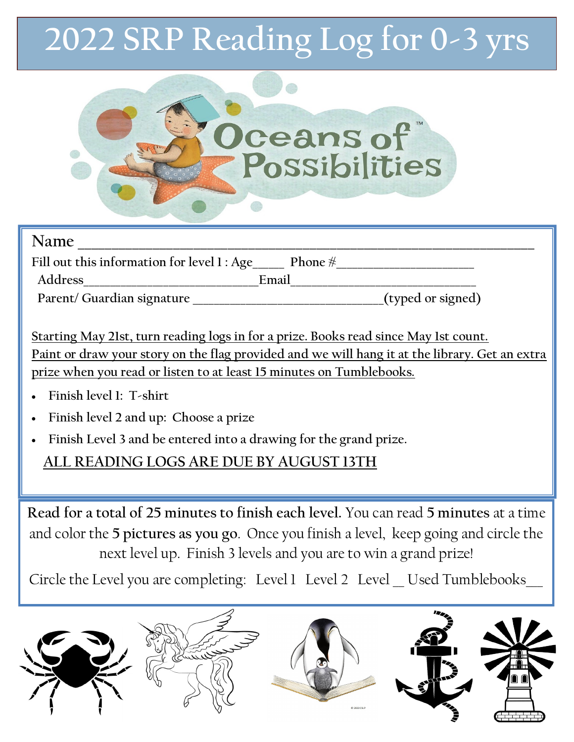# 2022 SRP Reading Log for 0-3 yrs

Oceans of Possibilities™

Name ______________________________________________________________

Fill out this information for level 1 : Age____ Phone #___________________

Address_________________________Email__________________________

Parent/ Guardian signature ____________________________(typed or signed)

Starting May 21st, turn reading logs in for a prize. Books read since May 1st count. Paint or draw your story on the flag provided and we will hang it at the library. Get an extra prize when you read or listen to at least 15 minutes on Tumblebooks.

- Finish level 1: T-shirt
- Finish level 2 and up: Choose a prize
- Finish Level 3 and be entered into a drawing for the grand prize.

ALL READING LOGS ARE DUE BY AUGUST 13TH

**Read for a total of 25 minutes to finish each level.** You can read **5 minutes** at a time and color the **5 pictures as you go**. Once you finish a level, keep going and circle the next level up. Finish 3 levels and you are to win a grand prize!

Circle the Level you are completing: Level 1 Level 2 Level __ Used Tumblebooks___

© 2022 CSLP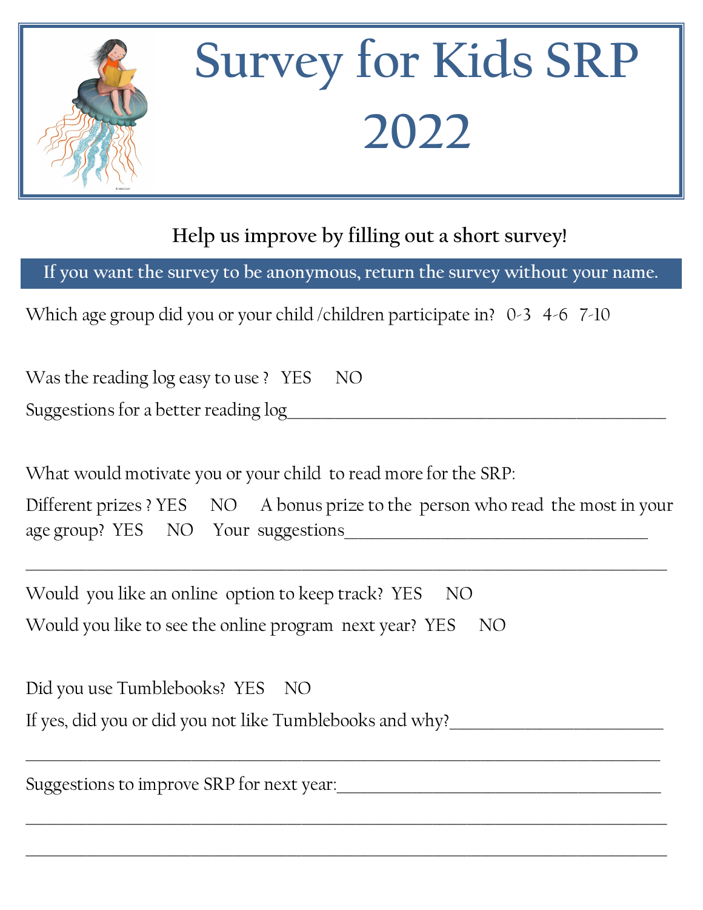# Survey for Kids SRP 2022

**Help us improve by filling out a short survey!**

If you want the survey to be anonymous, return the survey without your name.

Which age group did you or your child /children participate in? 0-3 4-6 7-10

Was the reading log easy to use ? YES NO

Suggestions for a better reading log_______________________________________________

What would motivate you or your child to read more for the SRP:

Different prizes ? YES NO A bonus prize to the person who read the most in your age group? YES NO Your suggestions_____________________________________

___________________________________________________________________________

Would you like an online option to keep track? YES NO

Would you like to see the online program next year? YES NO

Did you use Tumblebooks? YES NO

If yes, did you or did you not like Tumblebooks and why?_________________________

___________________________________________________________________________

Suggestions to improve SRP for next year:_______________________________________

___________________________________________________________________________

___________________________________________________________________________